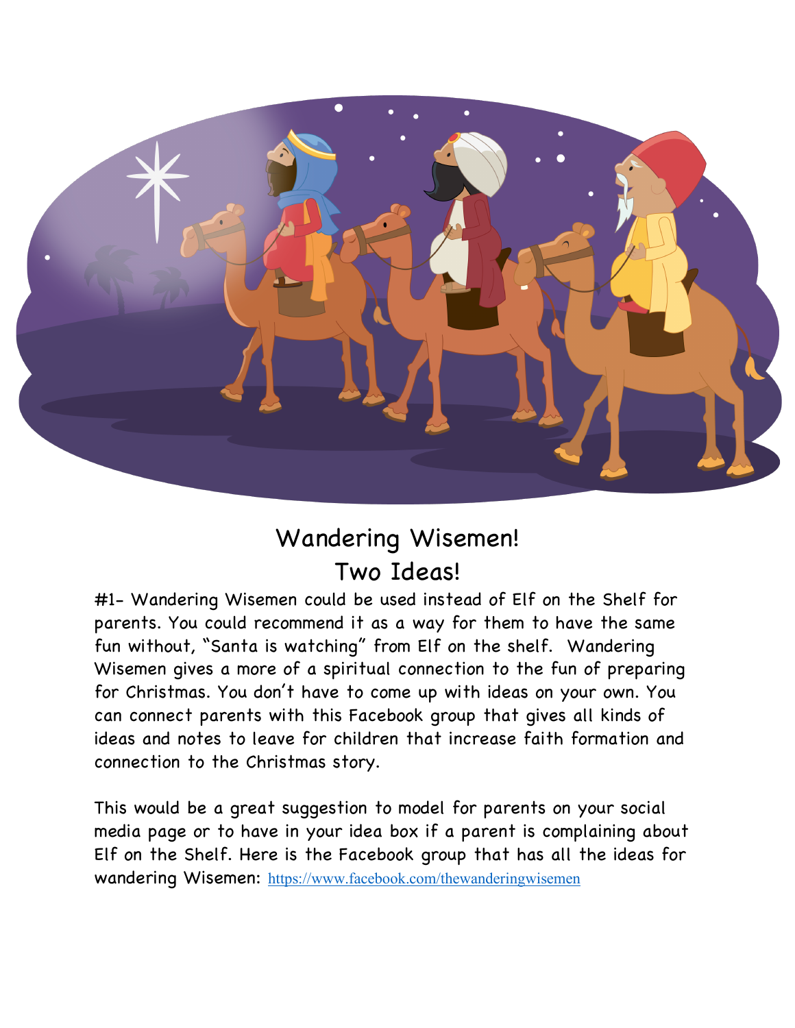# Wandering Wisemen!

## Two Ideas!

#1- Wandering Wisemen could be used instead of Elf on the Shelf for parents. You could recommend it as a way for them to have the same fun without, "Santa is watching" from Elf on the shelf. Wandering Wisemen gives a more of a spiritual connection to the fun of preparing for Christmas. You don't have to come up with ideas on your own. You can connect parents with this Facebook group that gives all kinds of ideas and notes to leave for children that increase faith formation and connection to the Christmas story.

This would be a great suggestion to model for parents on your social media page or to have in your idea box if a parent is complaining about Elf on the Shelf. Here is the Facebook group that has all the ideas for wandering Wisemen: https://www.facebook.com/thewanderingwisemen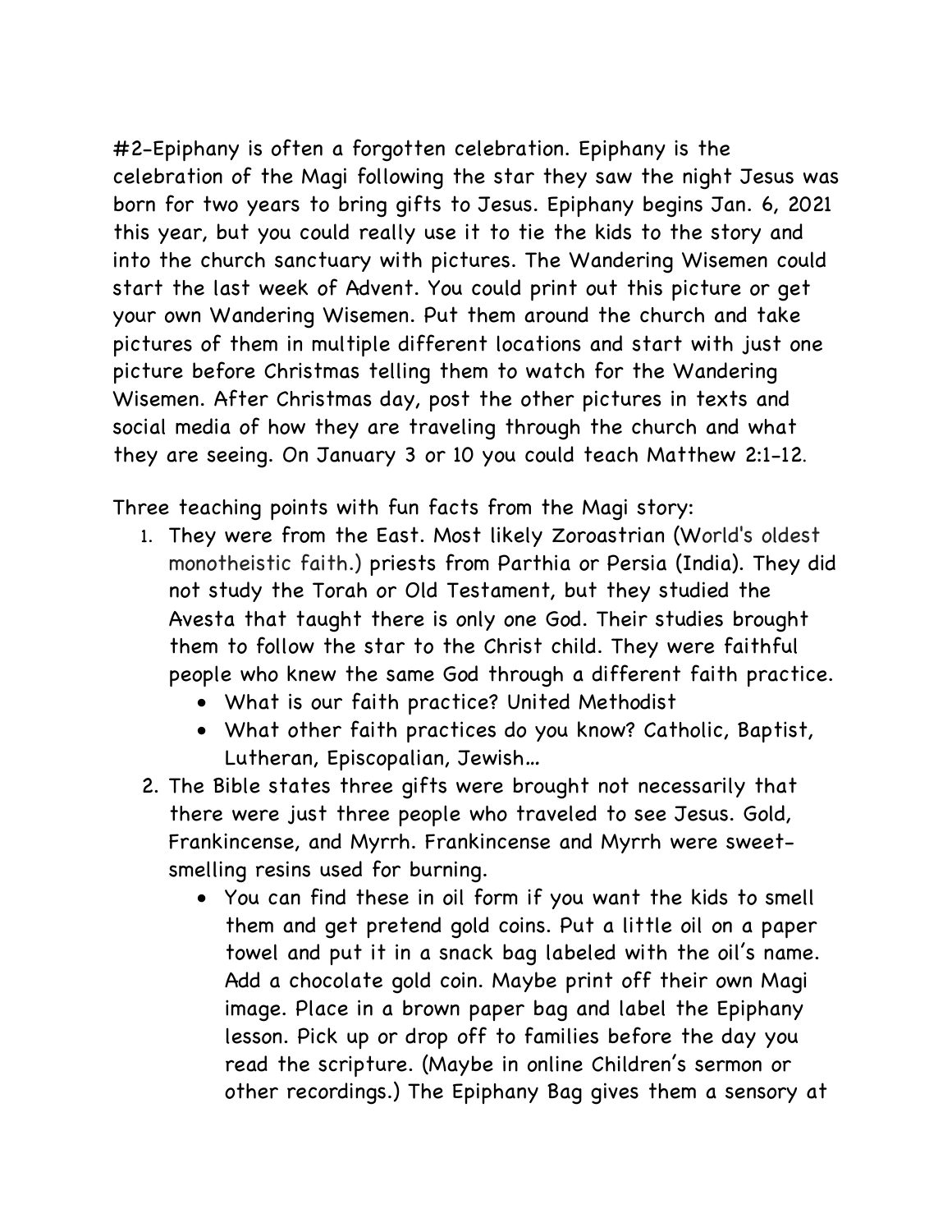#2-Epiphany is often a forgotten celebration. Epiphany is the celebration of the Magi following the star they saw the night Jesus was born for two years to bring gifts to Jesus. Epiphany begins Jan. 6, 2021 this year, but you could really use it to tie the kids to the story and into the church sanctuary with pictures. The Wandering Wisemen could start the last week of Advent. You could print out this picture or get your own Wandering Wisemen. Put them around the church and take pictures of them in multiple different locations and start with just one picture before Christmas telling them to watch for the Wandering Wisemen. After Christmas day, post the other pictures in texts and social media of how they are traveling through the church and what they are seeing. On January 3 or 10 you could teach Matthew 2:1-12.

Three teaching points with fun facts from the Magi story:

1. They were from the East. Most likely Zoroastrian (World's oldest monotheistic faith.) priests from Parthia or Persia (India). They did not study the Torah or Old Testament, but they studied the Avesta that taught there is only one God. Their studies brought them to follow the star to the Christ child. They were faithful people who knew the same God through a different faith practice.
   - What is our faith practice? United Methodist
   - What other faith practices do you know? Catholic, Baptist, Lutheran, Episcopalian, Jewish…
2. The Bible states three gifts were brought not necessarily that there were just three people who traveled to see Jesus. Gold, Frankincense, and Myrrh. Frankincense and Myrrh were sweet-smelling resins used for burning.
   - You can find these in oil form if you want the kids to smell them and get pretend gold coins. Put a little oil on a paper towel and put it in a snack bag labeled with the oil's name. Add a chocolate gold coin. Maybe print off their own Magi image. Place in a brown paper bag and label the Epiphany lesson. Pick up or drop off to families before the day you read the scripture. (Maybe in online Children's sermon or other recordings.) The Epiphany Bag gives them a sensory at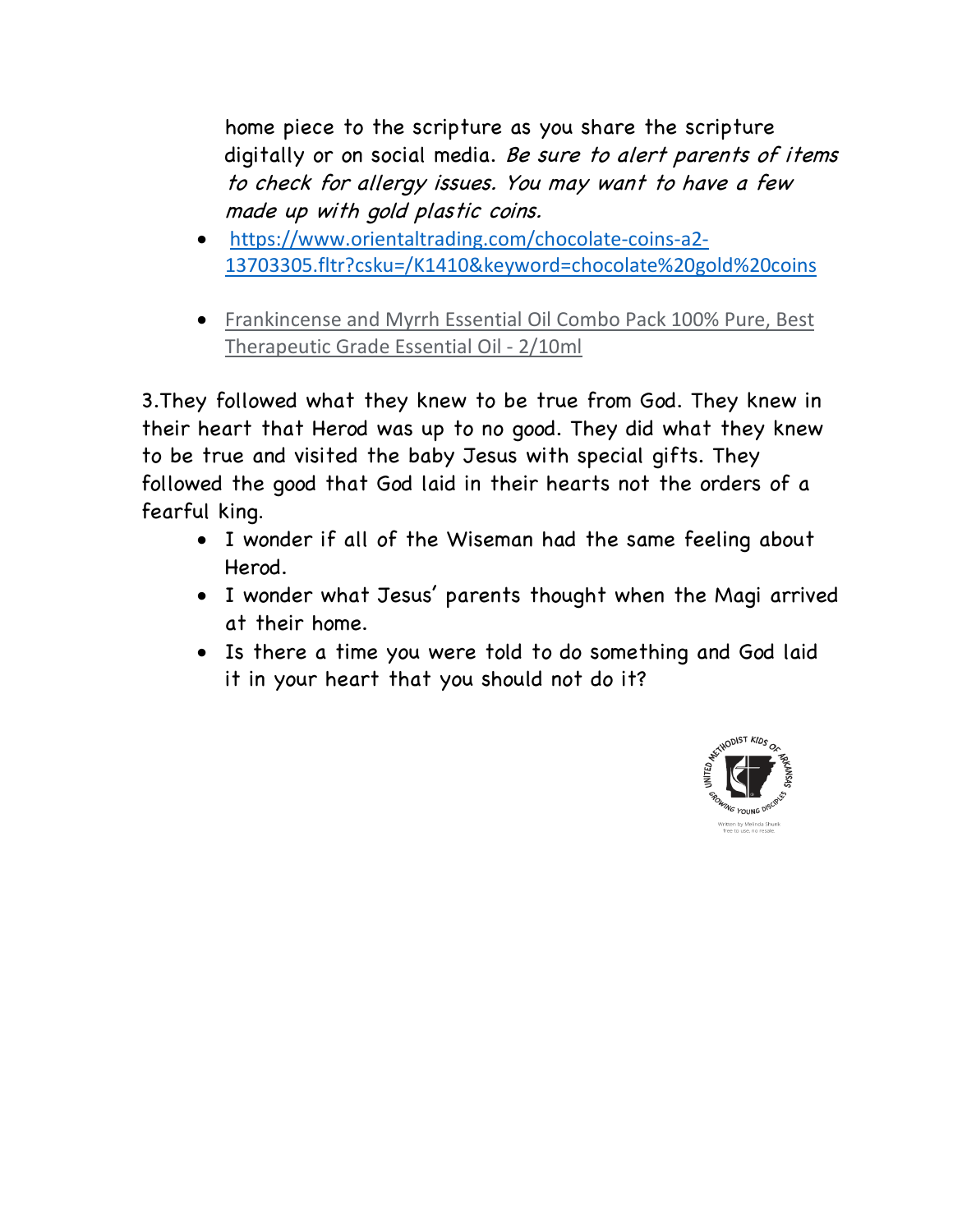home piece to the scripture as you share the scripture digitally or on social media. *Be sure to alert parents of items to check for allergy issues. You may want to have a few made up with gold plastic coins.*

- https://www.orientaltrading.com/chocolate-coins-a2-13703305.fltr?csku=/K1410&keyword=chocolate%20gold%20coins
- Frankincense and Myrrh Essential Oil Combo Pack 100% Pure, Best Therapeutic Grade Essential Oil - 2/10ml

3.They followed what they knew to be true from God. They knew in their heart that Herod was up to no good. They did what they knew to be true and visited the baby Jesus with special gifts. They followed the good that God laid in their hearts not the orders of a fearful king.

- I wonder if all of the Wiseman had the same feeling about Herod.
- I wonder what Jesus' parents thought when the Magi arrived at their home.
- Is there a time you were told to do something and God laid it in your heart that you should not do it?

UNITED METHODIST KIDS OF ARKANSAS
GROWING YOUNG DISCIPLES

Written by Melinda Shunk
free to use, no resale.